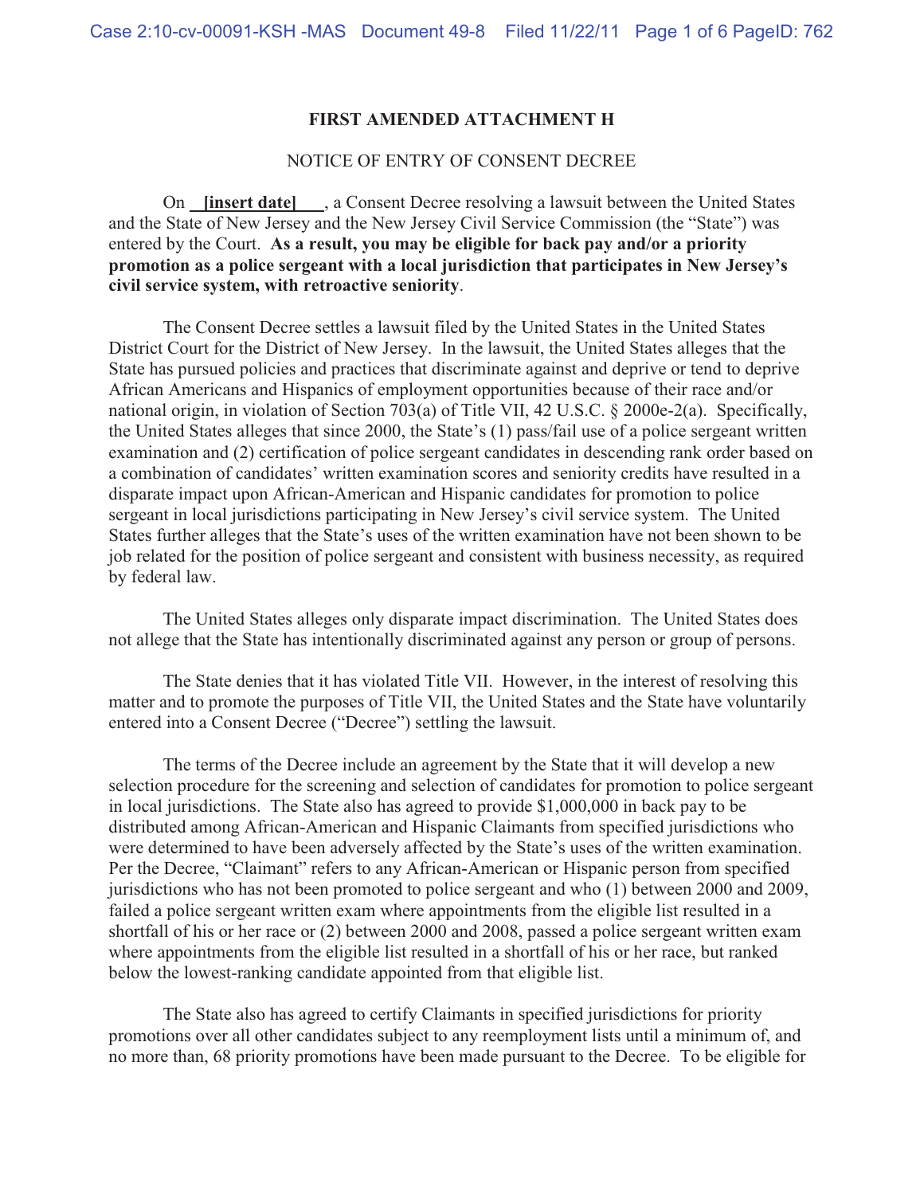**FIRST AMENDED ATTACHMENT H**

NOTICE OF ENTRY OF CONSENT DECREE

On **[insert date]**, a Consent Decree resolving a lawsuit between the United States and the State of New Jersey and the New Jersey Civil Service Commission (the "State") was entered by the Court. **As a result, you may be eligible for back pay and/or a priority promotion as a police sergeant with a local jurisdiction that participates in New Jersey's civil service system, with retroactive seniority**.

The Consent Decree settles a lawsuit filed by the United States in the United States District Court for the District of New Jersey. In the lawsuit, the United States alleges that the State has pursued policies and practices that discriminate against and deprive or tend to deprive African Americans and Hispanics of employment opportunities because of their race and/or national origin, in violation of Section 703(a) of Title VII, 42 U.S.C. § 2000e-2(a). Specifically, the United States alleges that since 2000, the State's (1) pass/fail use of a police sergeant written examination and (2) certification of police sergeant candidates in descending rank order based on a combination of candidates' written examination scores and seniority credits have resulted in a disparate impact upon African-American and Hispanic candidates for promotion to police sergeant in local jurisdictions participating in New Jersey's civil service system. The United States further alleges that the State's uses of the written examination have not been shown to be job related for the position of police sergeant and consistent with business necessity, as required by federal law.

The United States alleges only disparate impact discrimination. The United States does not allege that the State has intentionally discriminated against any person or group of persons.

The State denies that it has violated Title VII. However, in the interest of resolving this matter and to promote the purposes of Title VII, the United States and the State have voluntarily entered into a Consent Decree ("Decree") settling the lawsuit.

The terms of the Decree include an agreement by the State that it will develop a new selection procedure for the screening and selection of candidates for promotion to police sergeant in local jurisdictions. The State also has agreed to provide $1,000,000 in back pay to be distributed among African-American and Hispanic Claimants from specified jurisdictions who were determined to have been adversely affected by the State's uses of the written examination. Per the Decree, "Claimant" refers to any African-American or Hispanic person from specified jurisdictions who has not been promoted to police sergeant and who (1) between 2000 and 2009, failed a police sergeant written exam where appointments from the eligible list resulted in a shortfall of his or her race or (2) between 2000 and 2008, passed a police sergeant written exam where appointments from the eligible list resulted in a shortfall of his or her race, but ranked below the lowest-ranking candidate appointed from that eligible list.

The State also has agreed to certify Claimants in specified jurisdictions for priority promotions over all other candidates subject to any reemployment lists until a minimum of, and no more than, 68 priority promotions have been made pursuant to the Decree. To be eligible for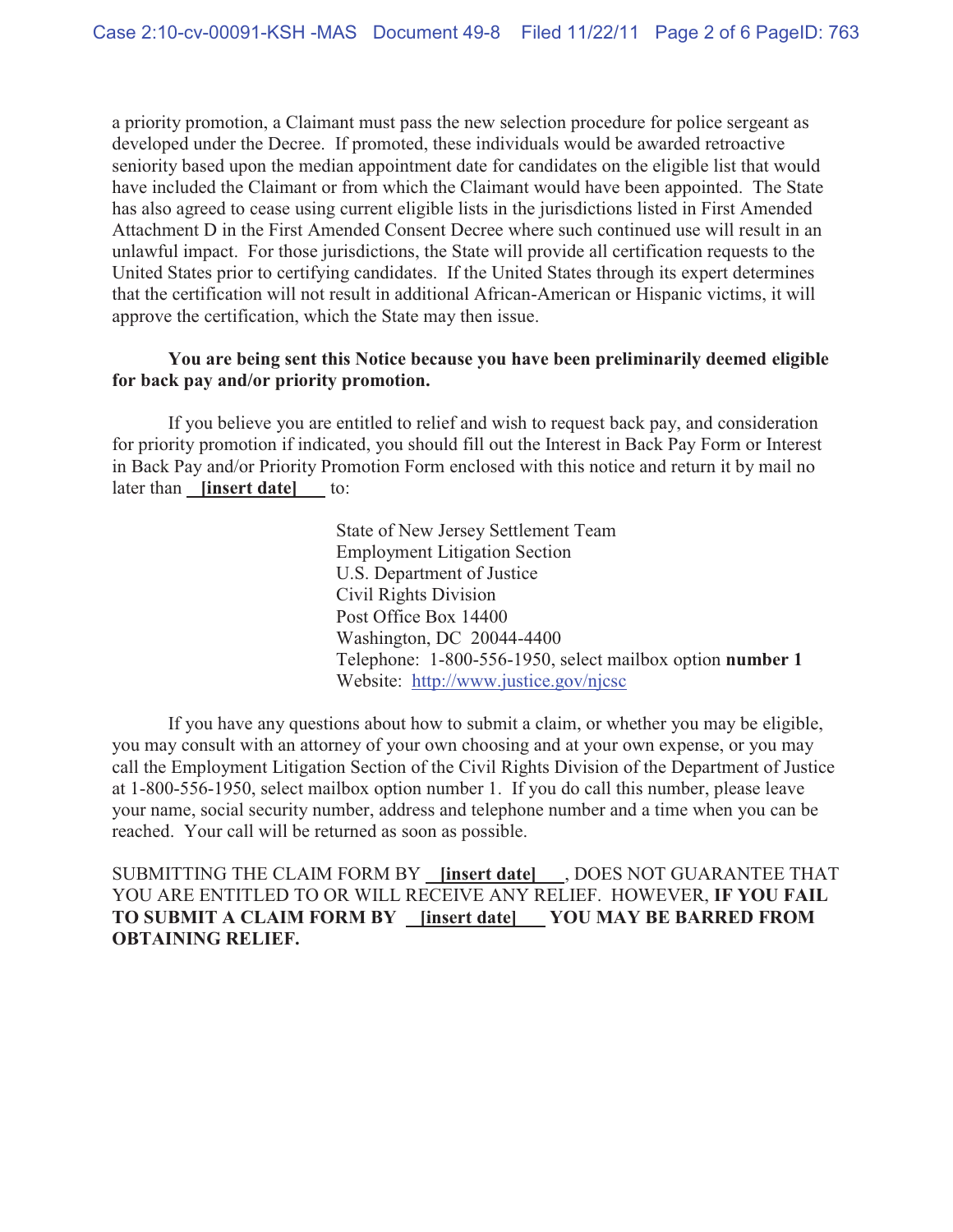a priority promotion, a Claimant must pass the new selection procedure for police sergeant as developed under the Decree. If promoted, these individuals would be awarded retroactive seniority based upon the median appointment date for candidates on the eligible list that would have included the Claimant or from which the Claimant would have been appointed. The State has also agreed to cease using current eligible lists in the jurisdictions listed in First Amended Attachment D in the First Amended Consent Decree where such continued use will result in an unlawful impact. For those jurisdictions, the State will provide all certification requests to the United States prior to certifying candidates. If the United States through its expert determines that the certification will not result in additional African-American or Hispanic victims, it will approve the certification, which the State may then issue.

**You are being sent this Notice because you have been preliminarily deemed eligible for back pay and/or priority promotion.**

If you believe you are entitled to relief and wish to request back pay, and consideration for priority promotion if indicated, you should fill out the Interest in Back Pay Form or Interest in Back Pay and/or Priority Promotion Form enclosed with this notice and return it by mail no later than **[insert date]** to:

State of New Jersey Settlement Team
Employment Litigation Section
U.S. Department of Justice
Civil Rights Division
Post Office Box 14400
Washington, DC 20044-4400
Telephone: 1-800-556-1950, select mailbox option **number 1**
Website: http://www.justice.gov/njcsc

If you have any questions about how to submit a claim, or whether you may be eligible, you may consult with an attorney of your own choosing and at your own expense, or you may call the Employment Litigation Section of the Civil Rights Division of the Department of Justice at 1-800-556-1950, select mailbox option number 1. If you do call this number, please leave your name, social security number, address and telephone number and a time when you can be reached. Your call will be returned as soon as possible.

SUBMITTING THE CLAIM FORM BY **[insert date]**, DOES NOT GUARANTEE THAT YOU ARE ENTITLED TO OR WILL RECEIVE ANY RELIEF. HOWEVER, **IF YOU FAIL TO SUBMIT A CLAIM FORM BY [insert date] YOU MAY BE BARRED FROM OBTAINING RELIEF.**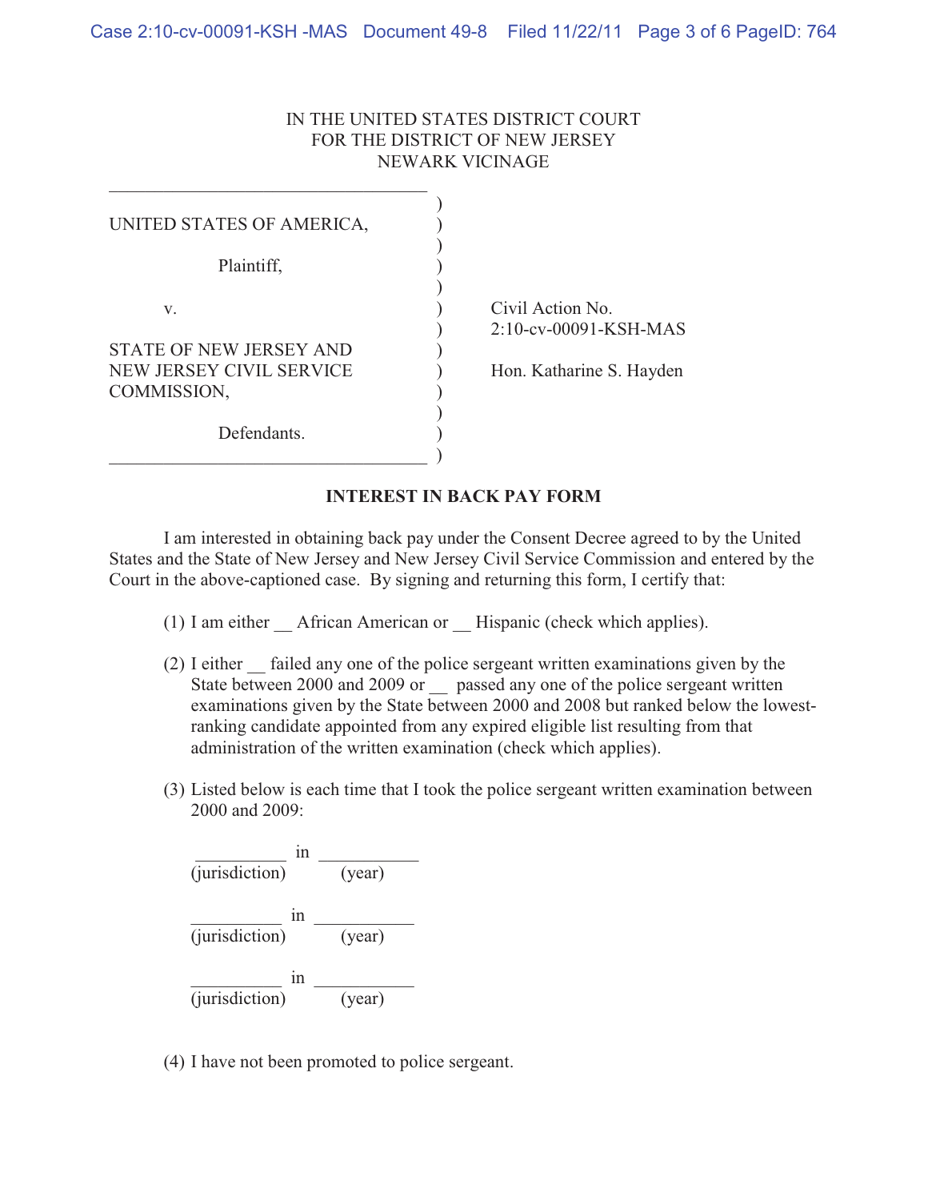IN THE UNITED STATES DISTRICT COURT
FOR THE DISTRICT OF NEW JERSEY
NEWARK VICINAGE

| | |
|---|---|
| UNITED STATES OF AMERICA,<br><br>Plaintiff,<br><br>v.<br><br>STATE OF NEW JERSEY AND NEW JERSEY CIVIL SERVICE COMMISSION,<br><br>Defendants. | Civil Action No.<br>2:10-cv-00091-KSH-MAS<br><br>Hon. Katharine S. Hayden |

**INTEREST IN BACK PAY FORM**

I am interested in obtaining back pay under the Consent Decree agreed to by the United States and the State of New Jersey and New Jersey Civil Service Commission and entered by the Court in the above-captioned case. By signing and returning this form, I certify that:

(1) I am either __ African American or __ Hispanic (check which applies).

(2) I either __ failed any one of the police sergeant written examinations given by the State between 2000 and 2009 or __ passed any one of the police sergeant written examinations given by the State between 2000 and 2008 but ranked below the lowest-ranking candidate appointed from any expired eligible list resulting from that administration of the written examination (check which applies).

(3) Listed below is each time that I took the police sergeant written examination between 2000 and 2009:

__________ in __________
(jurisdiction) (year)

__________ in __________
(jurisdiction) (year)

__________ in __________
(jurisdiction) (year)

(4) I have not been promoted to police sergeant.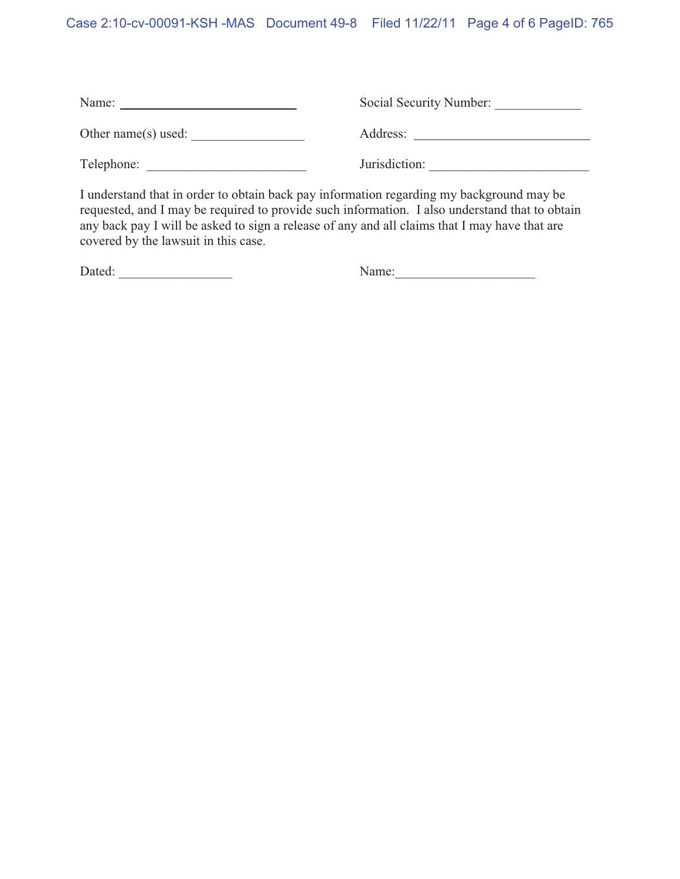Name: ____________________________ Social Security Number: _____________

Other name(s) used: _________________ Address: ___________________________

Telephone: ________________________ Jurisdiction: ________________________

I understand that in order to obtain back pay information regarding my background may be requested, and I may be required to provide such information. I also understand that to obtain any back pay I will be asked to sign a release of any and all claims that I may have that are covered by the lawsuit in this case.

Dated: _________________ Name:_____________________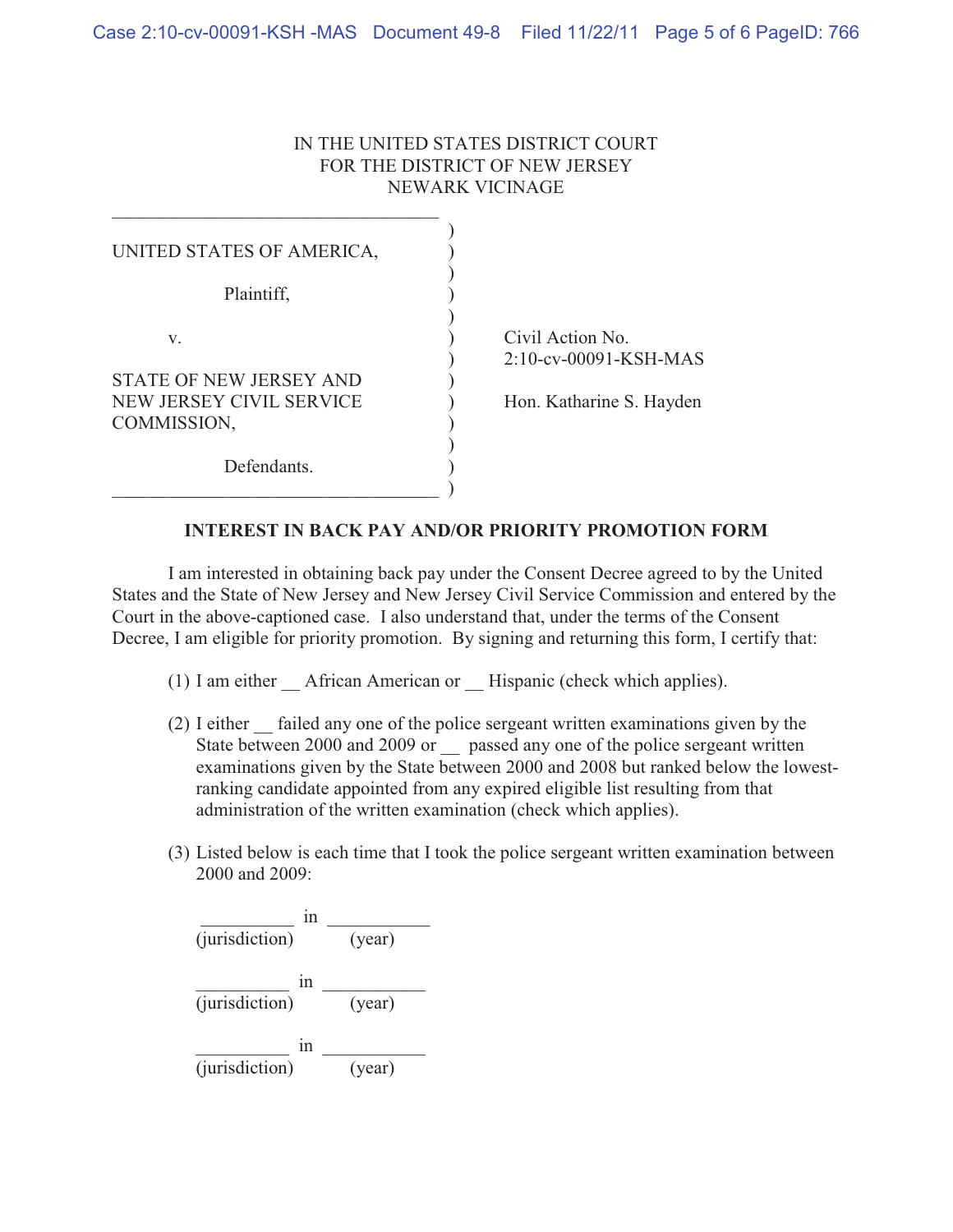IN THE UNITED STATES DISTRICT COURT
FOR THE DISTRICT OF NEW JERSEY
NEWARK VICINAGE

UNITED STATES OF AMERICA,

Plaintiff,

v.

STATE OF NEW JERSEY AND NEW JERSEY CIVIL SERVICE COMMISSION,

Defendants.

Civil Action No. 2:10-cv-00091-KSH-MAS

Hon. Katharine S. Hayden

**INTEREST IN BACK PAY AND/OR PRIORITY PROMOTION FORM**

I am interested in obtaining back pay under the Consent Decree agreed to by the United States and the State of New Jersey and New Jersey Civil Service Commission and entered by the Court in the above-captioned case. I also understand that, under the terms of the Consent Decree, I am eligible for priority promotion. By signing and returning this form, I certify that:

(1) I am either __ African American or __ Hispanic (check which applies).

(2) I either __ failed any one of the police sergeant written examinations given by the State between 2000 and 2009 or __ passed any one of the police sergeant written examinations given by the State between 2000 and 2008 but ranked below the lowest-ranking candidate appointed from any expired eligible list resulting from that administration of the written examination (check which applies).

(3) Listed below is each time that I took the police sergeant written examination between 2000 and 2009:

__________ in __________
(jurisdiction) (year)

__________ in __________
(jurisdiction) (year)

__________ in __________
(jurisdiction) (year)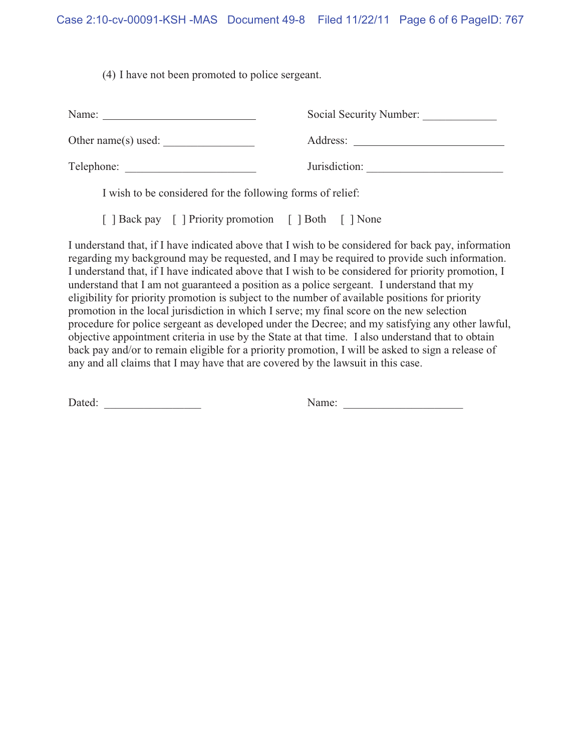(4) I have not been promoted to police sergeant.

Name: ___________________________ Social Security Number: _____________

Other name(s) used: ________________ Address: ___________________________

Telephone: ________________________ Jurisdiction: ________________________

I wish to be considered for the following forms of relief:

[ ] Back pay [ ] Priority promotion [ ] Both [ ] None

I understand that, if I have indicated above that I wish to be considered for back pay, information regarding my background may be requested, and I may be required to provide such information. I understand that, if I have indicated above that I wish to be considered for priority promotion, I understand that I am not guaranteed a position as a police sergeant. I understand that my eligibility for priority promotion is subject to the number of available positions for priority promotion in the local jurisdiction in which I serve; my final score on the new selection procedure for police sergeant as developed under the Decree; and my satisfying any other lawful, objective appointment criteria in use by the State at that time. I also understand that to obtain back pay and/or to remain eligible for a priority promotion, I will be asked to sign a release of any and all claims that I may have that are covered by the lawsuit in this case.

Dated: _________________ Name: _____________________